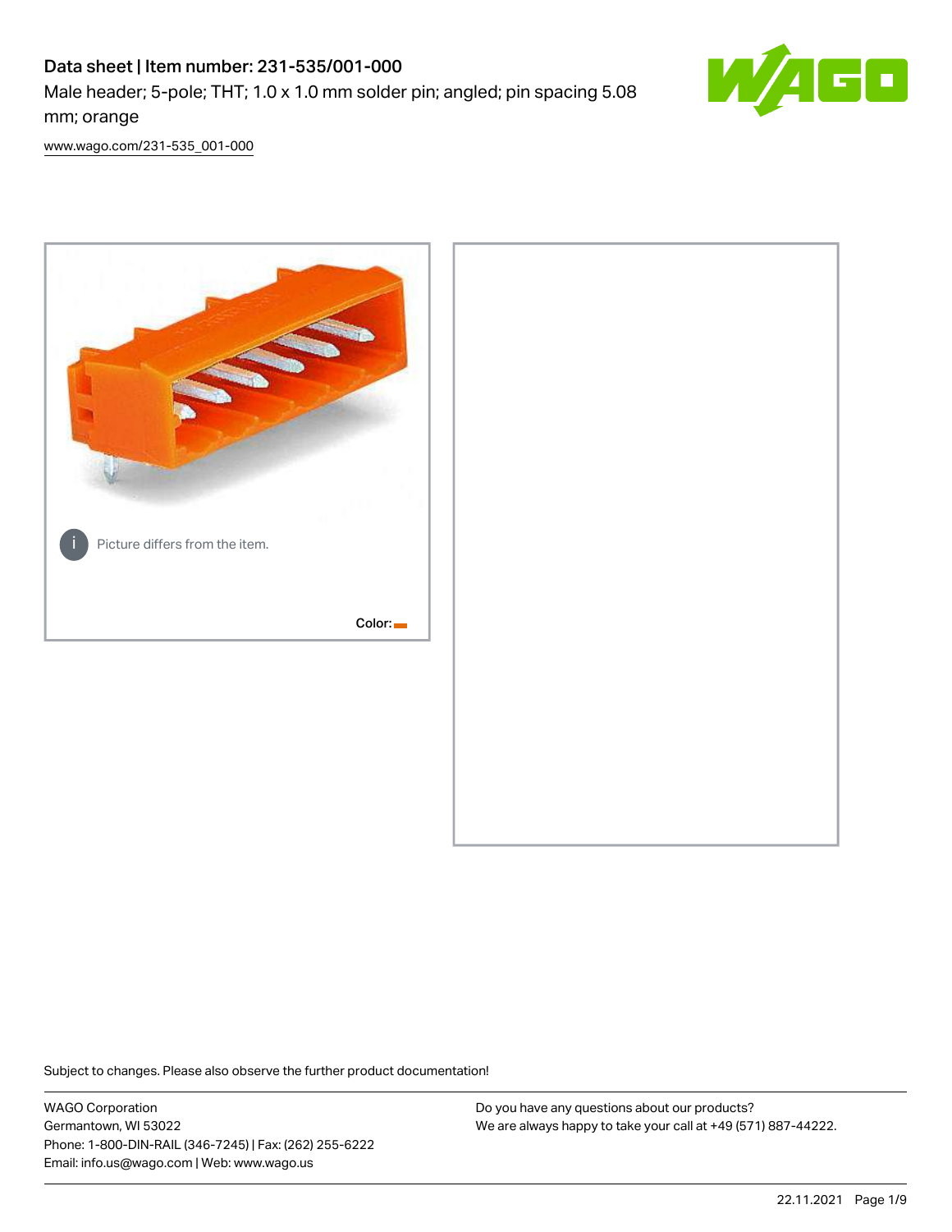# Data sheet | Item number: 231-535/001-000

Male header; 5-pole; THT; 1.0 x 1.0 mm solder pin; angled; pin spacing 5.08 mm; orange

www.wago.com/231-535_001-000

Picture differs from the item.

Color:

Subject to changes. Please also observe the further product documentation!

WAGO Corporation
Germantown, WI 53022
Phone: 1-800-DIN-RAIL (346-7245) | Fax: (262) 255-6222
Email: info.us@wago.com | Web: www.wago.us

Do you have any questions about our products?
We are always happy to take your call at +49 (571) 887-44222.

22.11.2021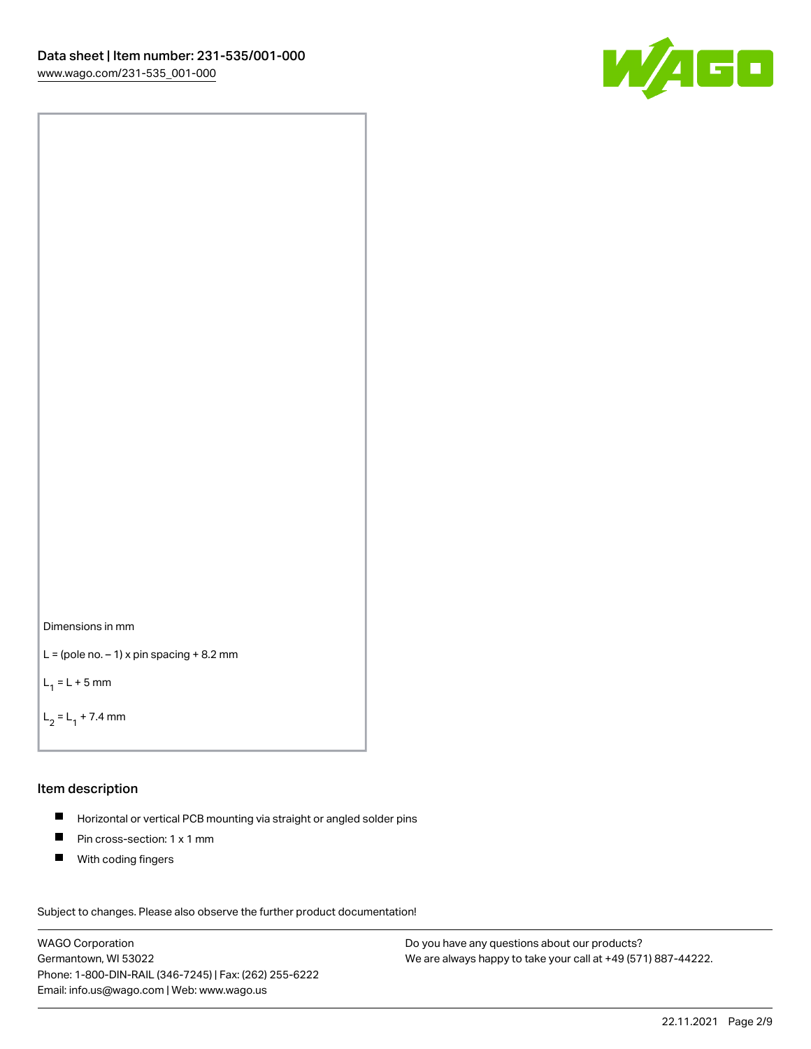Dimensions in mm

L = (pole no. – 1) x pin spacing + 8.2 mm

$L_1$ = L + 5 mm

$L_2$ = $L_1$ + 7.4 mm

## Item description

- Horizontal or vertical PCB mounting via straight or angled solder pins
- Pin cross-section: 1 x 1 mm
- With coding fingers

Subject to changes. Please also observe the further product documentation!

WAGO Corporation
Germantown, WI 53022
Phone: 1-800-DIN-RAIL (346-7245) | Fax: (262) 255-6222
Email: info.us@wago.com | Web: www.wago.us

Do you have any questions about our products?
We are always happy to take your call at +49 (571) 887-44222.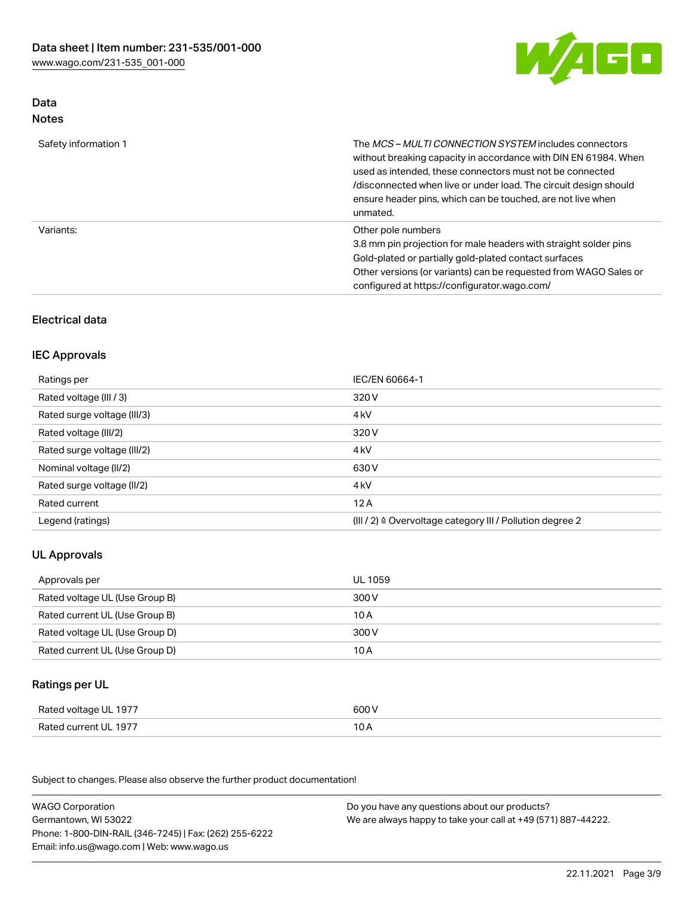## Data
### Notes

| | |
|---|---|
| Safety information 1 | The *MCS – MULTI CONNECTION SYSTEM* includes connectors without breaking capacity in accordance with DIN EN 61984. When used as intended, these connectors must not be connected /disconnected when live or under load. The circuit design should ensure header pins, which can be touched, are not live when unmated. |
| Variants: | Other pole numbers<br>3.8 mm pin projection for male headers with straight solder pins<br>Gold-plated or partially gold-plated contact surfaces<br>Other versions (or variants) can be requested from WAGO Sales or configured at https://configurator.wago.com/ |

## Electrical data

### IEC Approvals

| | |
|---|---|
| Ratings per | IEC/EN 60664-1 |
| Rated voltage (III / 3) | 320 V |
| Rated surge voltage (III/3) | 4 kV |
| Rated voltage (III/2) | 320 V |
| Rated surge voltage (III/2) | 4 kV |
| Nominal voltage (II/2) | 630 V |
| Rated surge voltage (II/2) | 4 kV |
| Rated current | 12 A |
| Legend (ratings) | (III / 2) ≙ Overvoltage category III / Pollution degree 2 |

### UL Approvals

| | |
|---|---|
| Approvals per | UL 1059 |
| Rated voltage UL (Use Group B) | 300 V |
| Rated current UL (Use Group B) | 10 A |
| Rated voltage UL (Use Group D) | 300 V |
| Rated current UL (Use Group D) | 10 A |

### Ratings per UL

| | |
|---|---|
| Rated voltage UL 1977 | 600 V |
| Rated current UL 1977 | 10 A |

Subject to changes. Please also observe the further product documentation!

WAGO Corporation
Germantown, WI 53022
Phone: 1-800-DIN-RAIL (346-7245) | Fax: (262) 255-6222
Email: info.us@wago.com | Web: www.wago.us

Do you have any questions about our products?
We are always happy to take your call at +49 (571) 887-44222.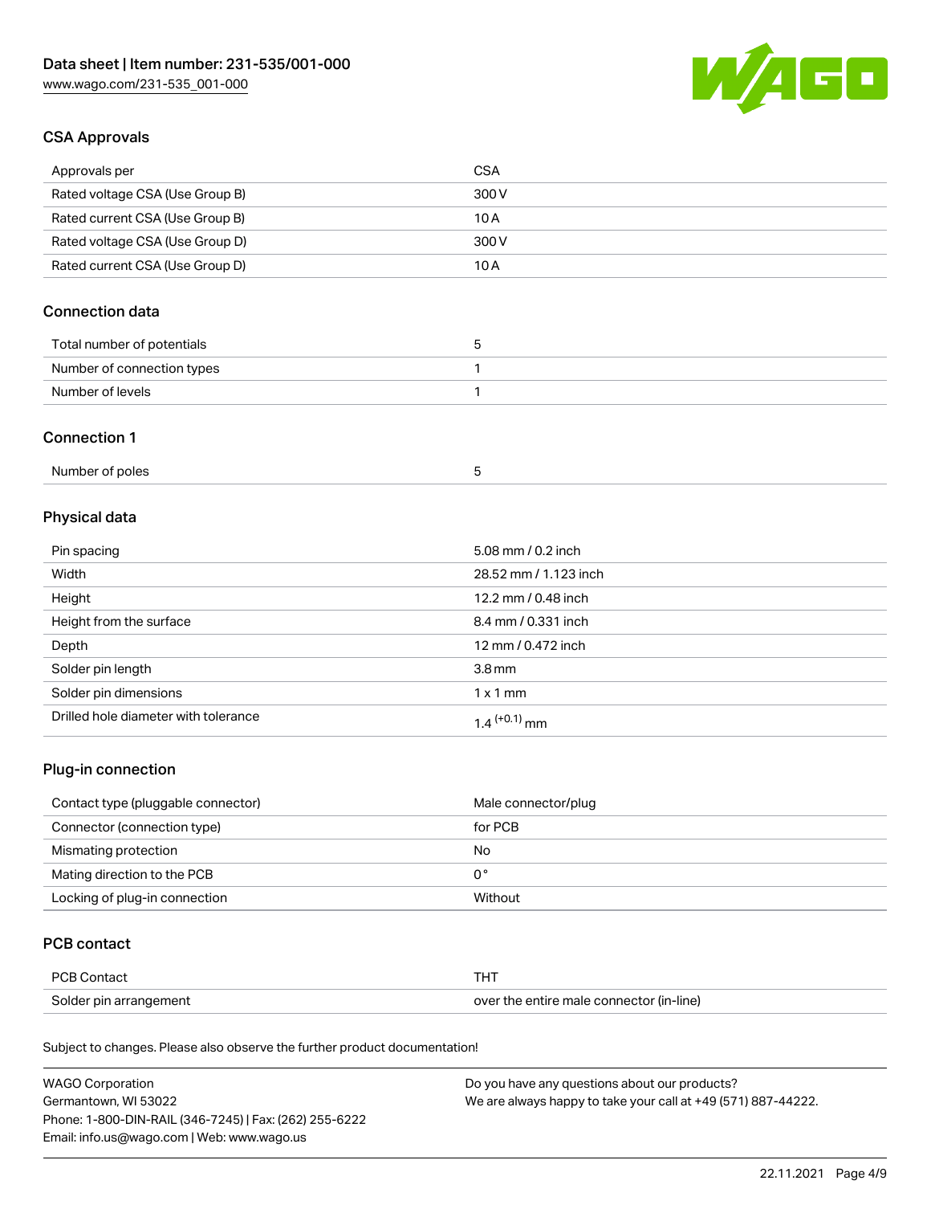## CSA Approvals

| | |
|---|---|
| Approvals per | CSA |
| Rated voltage CSA (Use Group B) | 300 V |
| Rated current CSA (Use Group B) | 10 A |
| Rated voltage CSA (Use Group D) | 300 V |
| Rated current CSA (Use Group D) | 10 A |

## Connection data

| | |
|---|---|
| Total number of potentials | 5 |
| Number of connection types | 1 |
| Number of levels | 1 |

## Connection 1

| | |
|---|---|
| Number of poles | 5 |

## Physical data

| | |
|---|---|
| Pin spacing | 5.08 mm / 0.2 inch |
| Width | 28.52 mm / 1.123 inch |
| Height | 12.2 mm / 0.48 inch |
| Height from the surface | 8.4 mm / 0.331 inch |
| Depth | 12 mm / 0.472 inch |
| Solder pin length | 3.8 mm |
| Solder pin dimensions | 1 x 1 mm |
| Drilled hole diameter with tolerance | $1.4^{(+0.1)}$ mm |

## Plug-in connection

| | |
|---|---|
| Contact type (pluggable connector) | Male connector/plug |
| Connector (connection type) | for PCB |
| Mismating protection | No |
| Mating direction to the PCB | 0 ° |
| Locking of plug-in connection | Without |

## PCB contact

| | |
|---|---|
| PCB Contact | THT |
| Solder pin arrangement | over the entire male connector (in-line) |

Subject to changes. Please also observe the further product documentation!

WAGO Corporation
Germantown, WI 53022
Phone: 1-800-DIN-RAIL (346-7245) | Fax: (262) 255-6222
Email: info.us@wago.com | Web: www.wago.us

Do you have any questions about our products?
We are always happy to take your call at +49 (571) 887-44222.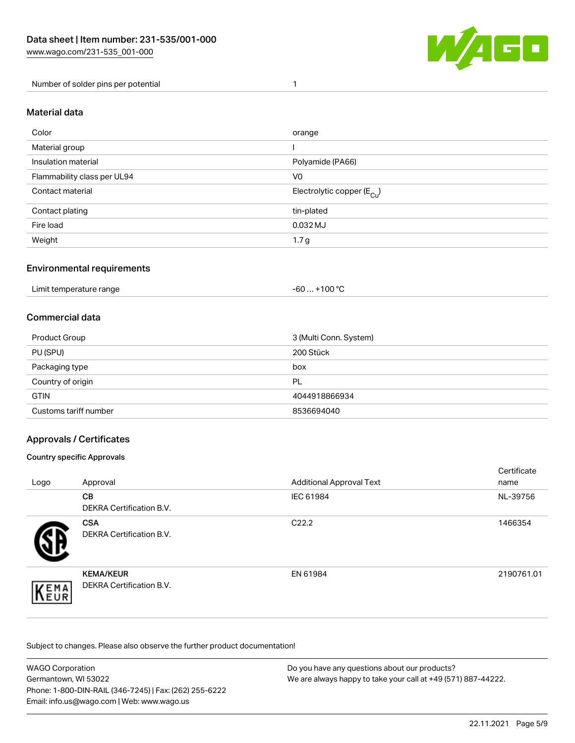| | |
|---|---|
| Number of solder pins per potential | 1 |

## Material data

| | |
|---|---|
| Color | orange |
| Material group | I |
| Insulation material | Polyamide (PA66) |
| Flammability class per UL94 | V0 |
| Contact material | Electrolytic copper ($E_{Cu}$) |
| Contact plating | tin-plated |
| Fire load | 0.032 MJ |
| Weight | 1.7 g |

## Environmental requirements

| | |
|---|---|
| Limit temperature range | -60 … +100 °C |

## Commercial data

| | |
|---|---|
| Product Group | 3 (Multi Conn. System) |
| PU (SPU) | 200 Stück |
| Packaging type | box |
| Country of origin | PL |
| GTIN | 4044918866934 |
| Customs tariff number | 8536694040 |

## Approvals / Certificates

### Country specific Approvals

| Logo | Approval | Additional Approval Text | Certificate name |
|---|---|---|---|
| | **CB** DEKRA Certification B.V. | IEC 61984 | NL-39756 |
| | **CSA** DEKRA Certification B.V. | C22.2 | 1466354 |
| | **KEMA/KEUR** DEKRA Certification B.V. | EN 61984 | 2190761.01 |

Subject to changes. Please also observe the further product documentation!

WAGO Corporation
Germantown, WI 53022
Phone: 1-800-DIN-RAIL (346-7245) | Fax: (262) 255-6222
Email: info.us@wago.com | Web: www.wago.us

Do you have any questions about our products?
We are always happy to take your call at +49 (571) 887-44222.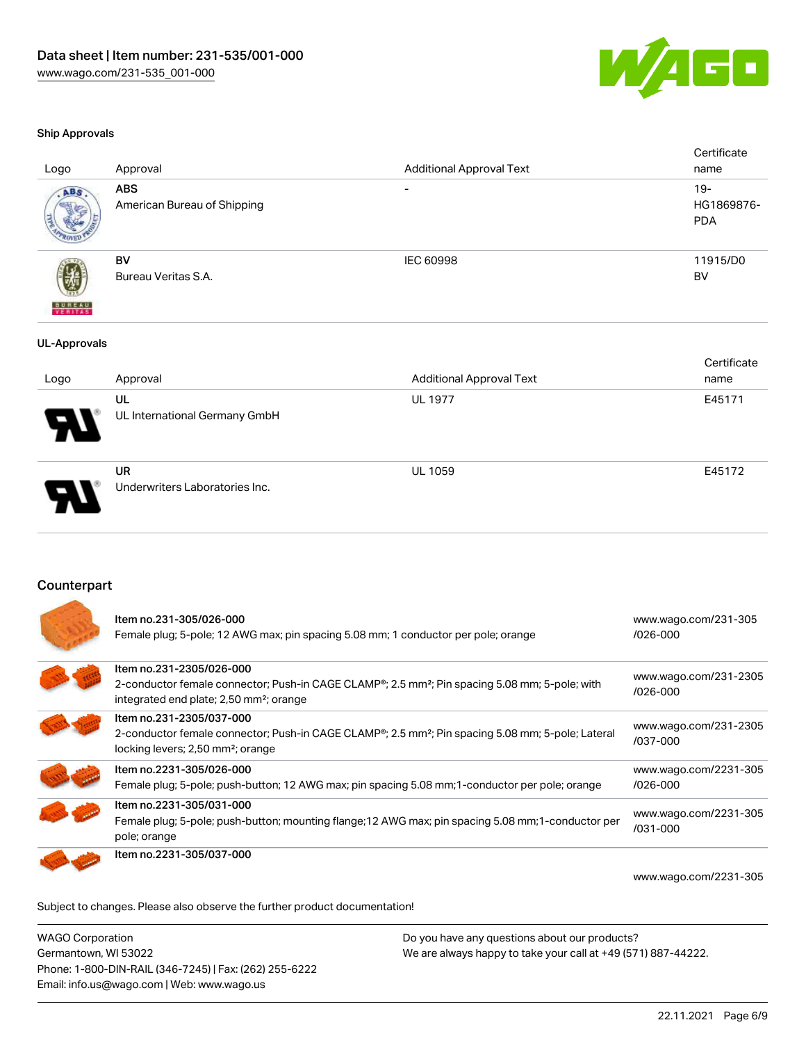Data sheet | Item number: 231-535/001-000
www.wago.com/231-535_001-000

### Ship Approvals

| Logo | Approval | Additional Approval Text | Certificate name |
|---|---|---|---|
| | **ABS** American Bureau of Shipping | - | 19-HG1869876-PDA |
| | **BV** Bureau Veritas S.A. | IEC 60998 | 11915/D0 BV |

### UL-Approvals

| Logo | Approval | Additional Approval Text | Certificate name |
|---|---|---|---|
| | **UL** UL International Germany GmbH | UL 1977 | E45171 |
| | **UR** Underwriters Laboratories Inc. | UL 1059 | E45172 |

## Counterpart

| | | |
|---|---|---|
| | Item no.231-305/026-000<br>Female plug; 5-pole; 12 AWG max; pin spacing 5.08 mm; 1 conductor per pole; orange | www.wago.com/231-305/026-000 |
| | Item no.231-2305/026-000<br>2-conductor female connector; Push-in CAGE CLAMP®; 2.5 mm²; Pin spacing 5.08 mm; 5-pole; with integrated end plate; 2,50 mm²; orange | www.wago.com/231-2305/026-000 |
| | Item no.231-2305/037-000<br>2-conductor female connector; Push-in CAGE CLAMP®; 2.5 mm²; Pin spacing 5.08 mm; 5-pole; Lateral locking levers; 2,50 mm²; orange | www.wago.com/231-2305/037-000 |
| | Item no.2231-305/026-000<br>Female plug; 5-pole; push-button; 12 AWG max; pin spacing 5.08 mm;1-conductor per pole; orange | www.wago.com/2231-305/026-000 |
| | Item no.2231-305/031-000<br>Female plug; 5-pole; push-button; mounting flange;12 AWG max; pin spacing 5.08 mm;1-conductor per pole; orange | www.wago.com/2231-305/031-000 |
| | Item no.2231-305/037-000 | www.wago.com/2231-305 |

Subject to changes. Please also observe the further product documentation!

WAGO Corporation
Germantown, WI 53022
Phone: 1-800-DIN-RAIL (346-7245) | Fax: (262) 255-6222
Email: info.us@wago.com | Web: www.wago.us

Do you have any questions about our products?
We are always happy to take your call at +49 (571) 887-44222.

22.11.2021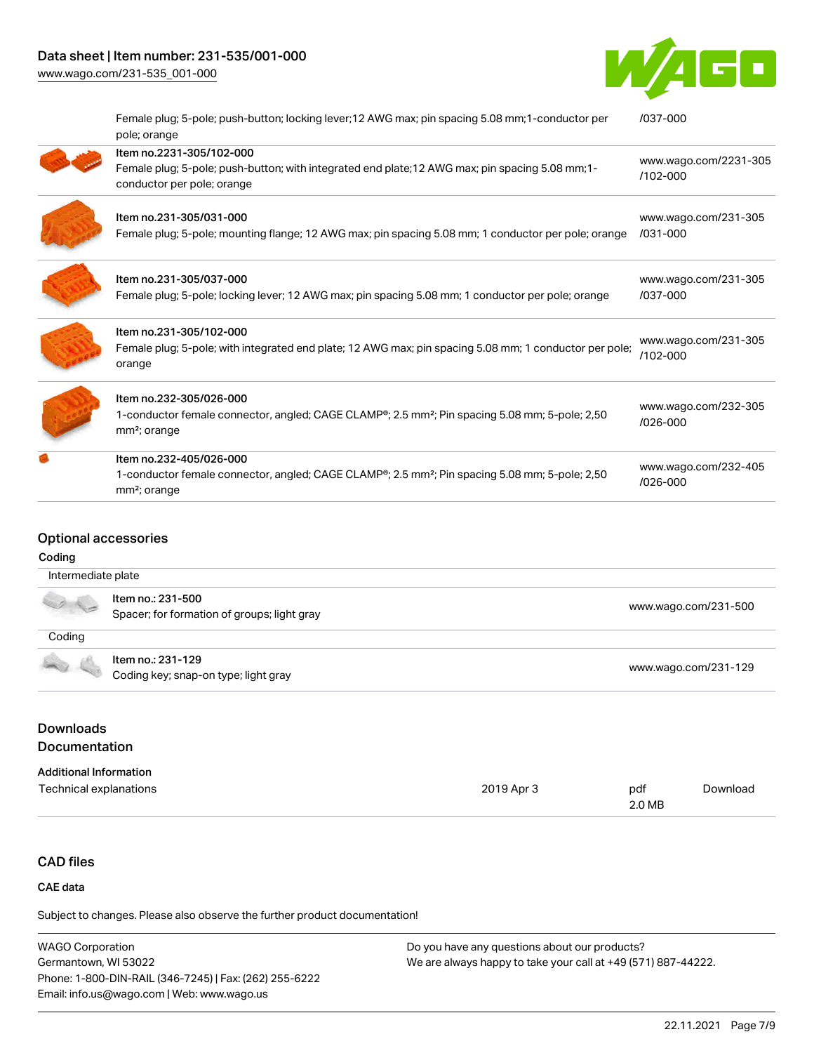| | | |
|---|---|---|
| | Female plug; 5-pole; push-button; locking lever;12 AWG max; pin spacing 5.08 mm;1-conductor per pole; orange | /037-000 |
| | Item no.2231-305/102-000<br>Female plug; 5-pole; push-button; with integrated end plate;12 AWG max; pin spacing 5.08 mm;1-conductor per pole; orange | www.wago.com/2231-305/102-000 |
| | Item no.231-305/031-000<br>Female plug; 5-pole; mounting flange; 12 AWG max; pin spacing 5.08 mm; 1 conductor per pole; orange | www.wago.com/231-305/031-000 |
| | Item no.231-305/037-000<br>Female plug; 5-pole; locking lever; 12 AWG max; pin spacing 5.08 mm; 1 conductor per pole; orange | www.wago.com/231-305/037-000 |
| | Item no.231-305/102-000<br>Female plug; 5-pole; with integrated end plate; 12 AWG max; pin spacing 5.08 mm; 1 conductor per pole; orange | www.wago.com/231-305/102-000 |
| | Item no.232-305/026-000<br>1-conductor female connector, angled; CAGE CLAMP®; 2.5 mm²; Pin spacing 5.08 mm; 5-pole; 2,50 mm²; orange | www.wago.com/232-305/026-000 |
| | Item no.232-405/026-000<br>1-conductor female connector, angled; CAGE CLAMP®; 2.5 mm²; Pin spacing 5.08 mm; 5-pole; 2,50 mm²; orange | www.wago.com/232-405/026-000 |

## Optional accessories

**Coding**

| Intermediate plate | | |
|---|---|---|
| | Item no.: 231-500<br>Spacer; for formation of groups; light gray | www.wago.com/231-500 |
| **Coding** | | |
| | Item no.: 231-129<br>Coding key; snap-on type; light gray | www.wago.com/231-129 |

## Downloads

## Documentation

**Additional Information**

| | | | |
|---|---|---|---|
| Technical explanations | 2019 Apr 3 | pdf<br>2.0 MB | Download |

## CAD files

**CAE data**

Subject to changes. Please also observe the further product documentation!

WAGO Corporation
Germantown, WI 53022
Phone: 1-800-DIN-RAIL (346-7245) | Fax: (262) 255-6222
Email: info.us@wago.com | Web: www.wago.us

Do you have any questions about our products?
We are always happy to take your call at +49 (571) 887-44222.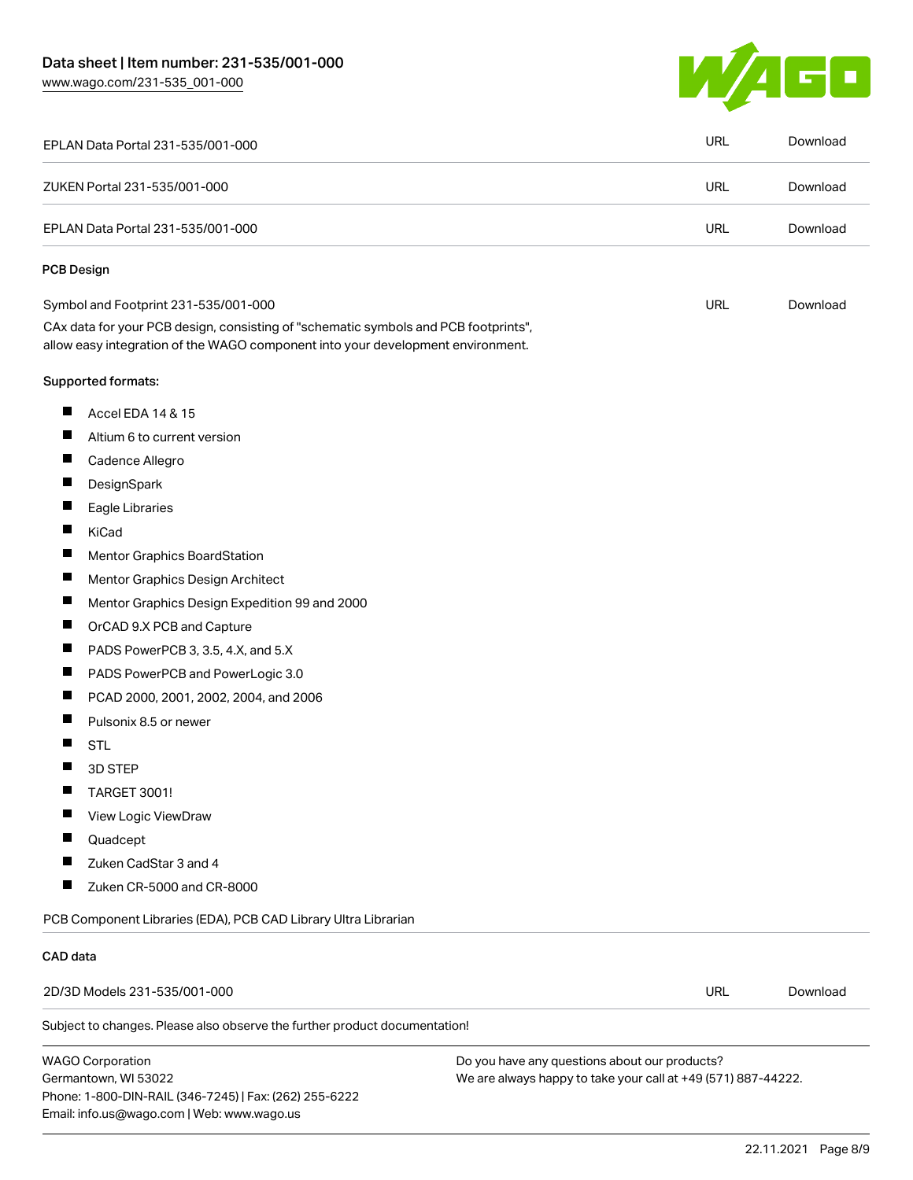| | | |
|---|---|---|
| EPLAN Data Portal 231-535/001-000 | URL | Download |
| ZUKEN Portal 231-535/001-000 | URL | Download |
| EPLAN Data Portal 231-535/001-000 | URL | Download |

### PCB Design

| | | |
|---|---|---|
| Symbol and Footprint 231-535/001-000 | URL | Download |

CAx data for your PCB design, consisting of "schematic symbols and PCB footprints", allow easy integration of the WAGO component into your development environment.

Supported formats:

- Accel EDA 14 & 15
- Altium 6 to current version
- Cadence Allegro
- DesignSpark
- Eagle Libraries
- KiCad
- Mentor Graphics BoardStation
- Mentor Graphics Design Architect
- Mentor Graphics Design Expedition 99 and 2000
- OrCAD 9.X PCB and Capture
- PADS PowerPCB 3, 3.5, 4.X, and 5.X
- PADS PowerPCB and PowerLogic 3.0
- PCAD 2000, 2001, 2002, 2004, and 2006
- Pulsonix 8.5 or newer
- STL
- 3D STEP
- TARGET 3001!
- View Logic ViewDraw
- Quadcept
- Zuken CadStar 3 and 4
- Zuken CR-5000 and CR-8000

PCB Component Libraries (EDA), PCB CAD Library Ultra Librarian

### CAD data

| | | |
|---|---|---|
| 2D/3D Models 231-535/001-000 | URL | Download |

Subject to changes. Please also observe the further product documentation!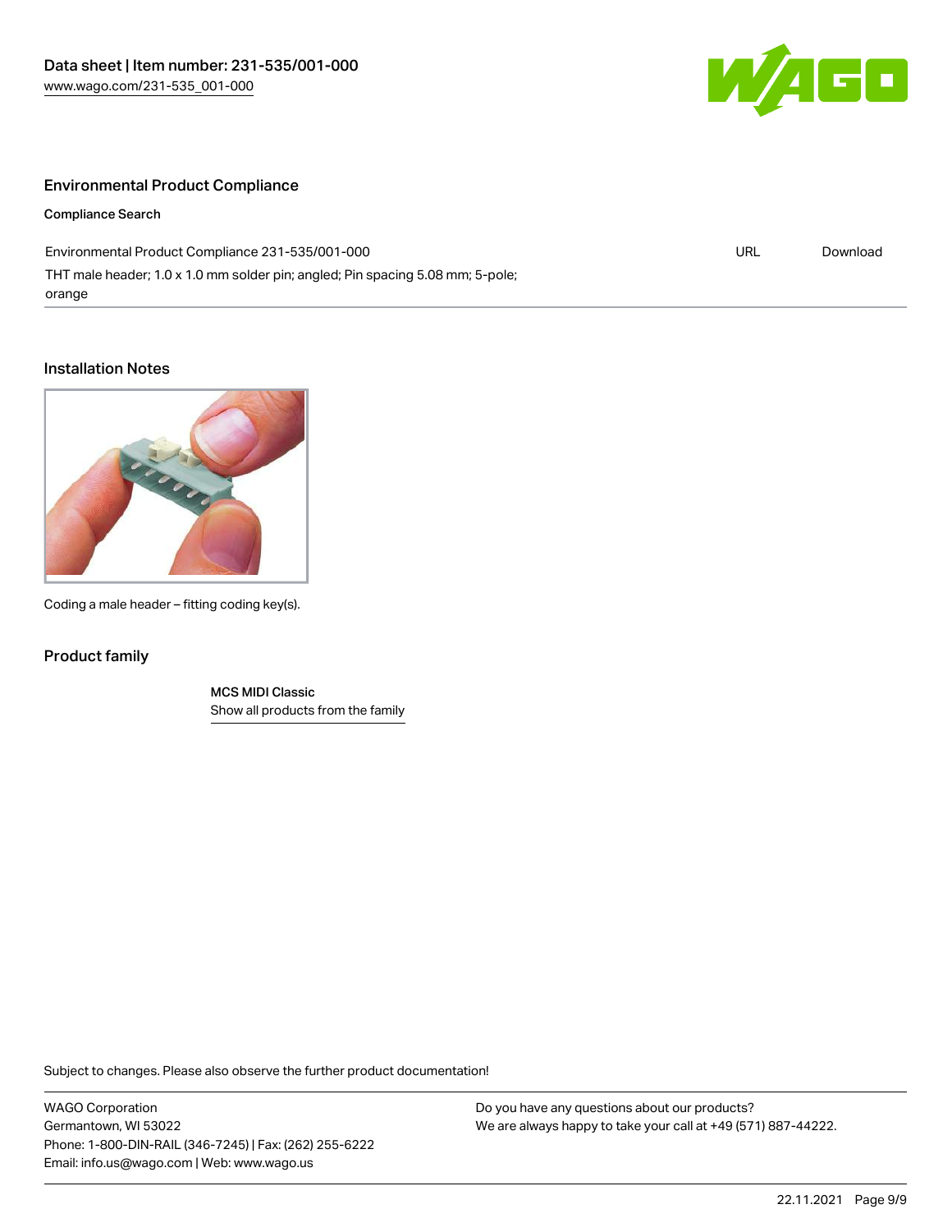## Environmental Product Compliance

**Compliance Search**

| | | |
|---|---|---|
| Environmental Product Compliance 231-535/001-000<br>THT male header; 1.0 x 1.0 mm solder pin; angled; Pin spacing 5.08 mm; 5-pole; orange | URL | Download |

## Installation Notes

Coding a male header – fitting coding key(s).

## Product family

MCS MIDI Classic
Show all products from the family

Subject to changes. Please also observe the further product documentation!

WAGO Corporation
Germantown, WI 53022
Phone: 1-800-DIN-RAIL (346-7245) | Fax: (262) 255-6222
Email: info.us@wago.com | Web: www.wago.us

Do you have any questions about our products?
We are always happy to take your call at +49 (571) 887-44222.